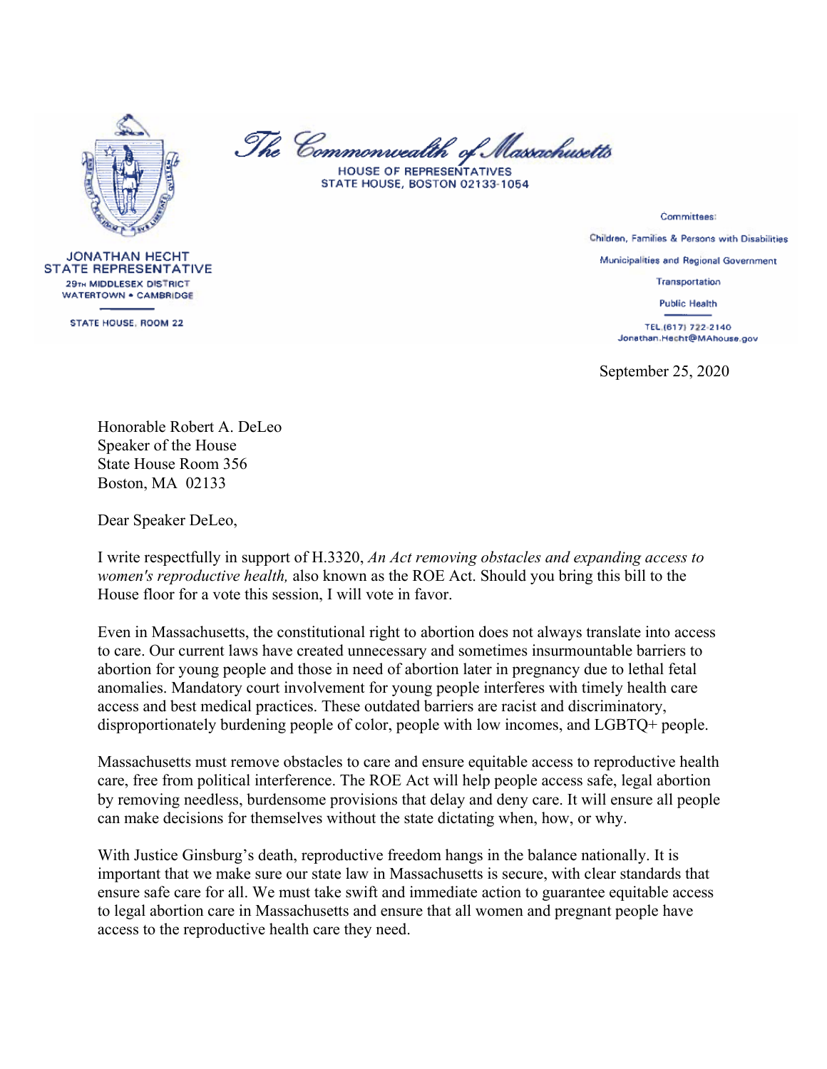# The Commonwealth of Massachusetts

HOUSE OF REPRESENTATIVES
STATE HOUSE, BOSTON 02133-1054

JONATHAN HECHT
STATE REPRESENTATIVE
29TH MIDDLESEX DISTRICT
WATERTOWN • CAMBRIDGE

STATE HOUSE, ROOM 22

Committees:

Children, Families & Persons with Disabilities

Municipalities and Regional Government

Transportation

Public Health

TEL.(617) 722-2140
Jonathan.Hecht@MAhouse.gov

September 25, 2020

Honorable Robert A. DeLeo
Speaker of the House
State House Room 356
Boston, MA 02133

Dear Speaker DeLeo,

I write respectfully in support of H.3320, *An Act removing obstacles and expanding access to women's reproductive health,* also known as the ROE Act. Should you bring this bill to the House floor for a vote this session, I will vote in favor.

Even in Massachusetts, the constitutional right to abortion does not always translate into access to care. Our current laws have created unnecessary and sometimes insurmountable barriers to abortion for young people and those in need of abortion later in pregnancy due to lethal fetal anomalies. Mandatory court involvement for young people interferes with timely health care access and best medical practices. These outdated barriers are racist and discriminatory, disproportionately burdening people of color, people with low incomes, and LGBTQ+ people.

Massachusetts must remove obstacles to care and ensure equitable access to reproductive health care, free from political interference. The ROE Act will help people access safe, legal abortion by removing needless, burdensome provisions that delay and deny care. It will ensure all people can make decisions for themselves without the state dictating when, how, or why.

With Justice Ginsburg's death, reproductive freedom hangs in the balance nationally. It is important that we make sure our state law in Massachusetts is secure, with clear standards that ensure safe care for all. We must take swift and immediate action to guarantee equitable access to legal abortion care in Massachusetts and ensure that all women and pregnant people have access to the reproductive health care they need.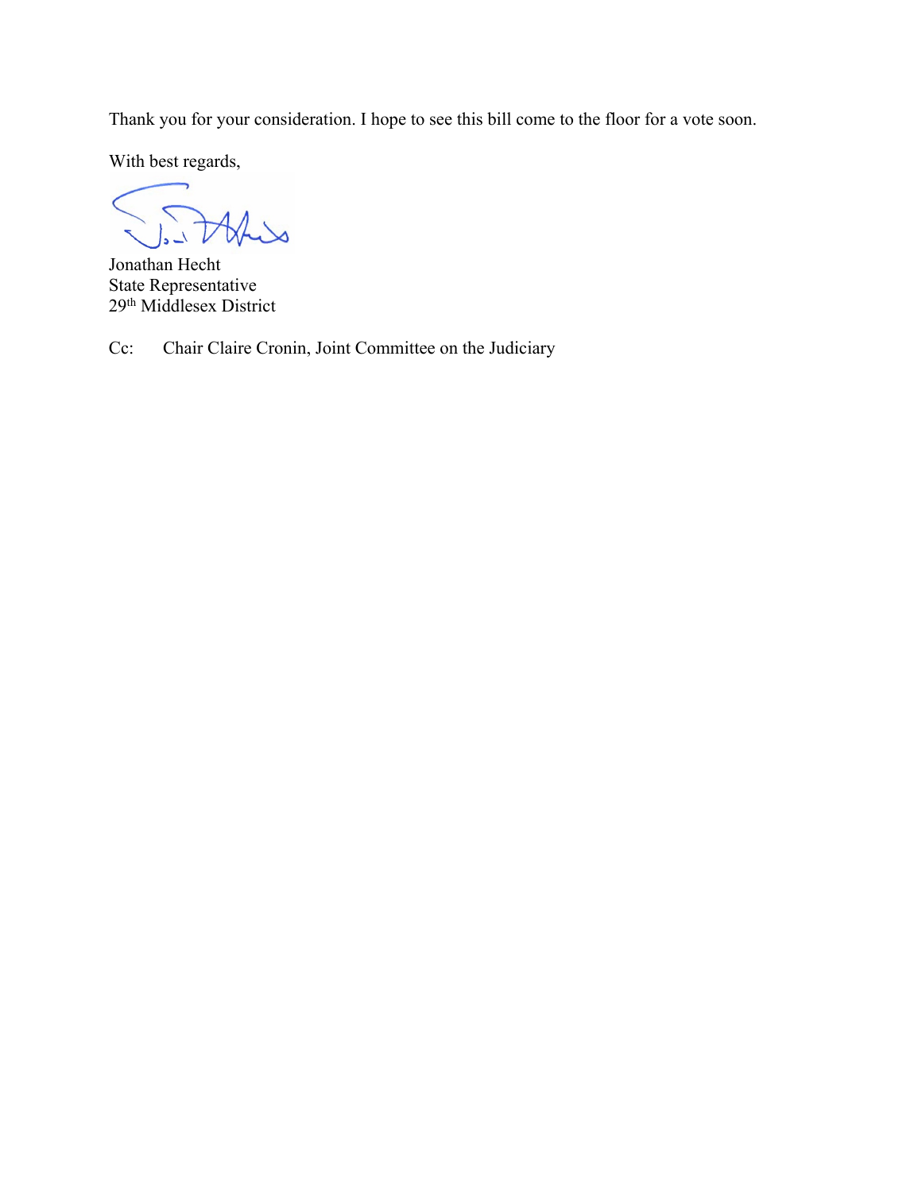Thank you for your consideration. I hope to see this bill come to the floor for a vote soon.

With best regards,

Jonathan Hecht
State Representative
29th Middlesex District

Cc: Chair Claire Cronin, Joint Committee on the Judiciary